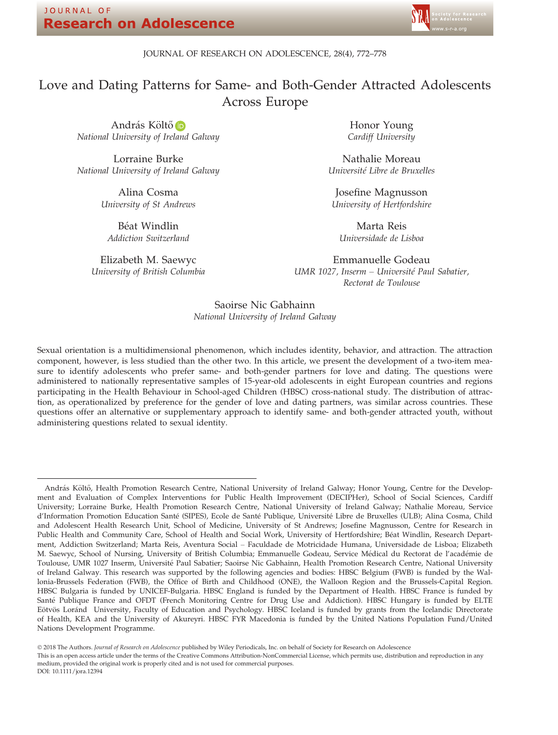# Love and Dating Patterns for Same- and Both-Gender Attracted Adolescents Across Europe

András Költő
*National University of Ireland Galway*

Honor Young
*Cardiff University*

Lorraine Burke
*National University of Ireland Galway*

Nathalie Moreau
*Université Libre de Bruxelles*

Alina Cosma
*University of St Andrews*

Josefine Magnusson
*University of Hertfordshire*

Béat Windlin
*Addiction Switzerland*

Marta Reis
*Universidade de Lisboa*

Elizabeth M. Saewyc
*University of British Columbia*

Emmanuelle Godeau
*UMR 1027, Inserm – Université Paul Sabatier, Rectorat de Toulouse*

Saoirse Nic Gabhainn
*National University of Ireland Galway*

Sexual orientation is a multidimensional phenomenon, which includes identity, behavior, and attraction. The attraction component, however, is less studied than the other two. In this article, we present the development of a two-item measure to identify adolescents who prefer same- and both-gender partners for love and dating. The questions were administered to nationally representative samples of 15-year-old adolescents in eight European countries and regions participating in the Health Behaviour in School-aged Children (HBSC) cross-national study. The distribution of attraction, as operationalized by preference for the gender of love and dating partners, was similar across countries. These questions offer an alternative or supplementary approach to identify same- and both-gender attracted youth, without administering questions related to sexual identity.

---

András Költő, Health Promotion Research Centre, National University of Ireland Galway; Honor Young, Centre for the Development and Evaluation of Complex Interventions for Public Health Improvement (DECIPHer), School of Social Sciences, Cardiff University; Lorraine Burke, Health Promotion Research Centre, National University of Ireland Galway; Nathalie Moreau, Service d'Information Promotion Education Santé (SIPES), Ecole de Santé Publique, Université Libre de Bruxelles (ULB); Alina Cosma, Child and Adolescent Health Research Unit, School of Medicine, University of St Andrews; Josefine Magnusson, Centre for Research in Public Health and Community Care, School of Health and Social Work, University of Hertfordshire; Béat Windlin, Research Department, Addiction Switzerland; Marta Reis, Aventura Social – Faculdade de Motricidade Humana, Universidade de Lisboa; Elizabeth M. Saewyc, School of Nursing, University of British Columbia; Emmanuelle Godeau, Service Médical du Rectorat de l'académie de Toulouse, UMR 1027 Inserm, Université Paul Sabatier; Saoirse Nic Gabhainn, Health Promotion Research Centre, National University of Ireland Galway. This research was supported by the following agencies and bodies: HBSC Belgium (FWB) is funded by the Wallonia-Brussels Federation (FWB), the Office of Birth and Childhood (ONE), the Walloon Region and the Brussels-Capital Region. HBSC Bulgaria is funded by UNICEF-Bulgaria. HBSC England is funded by the Department of Health. HBSC France is funded by Santé Publique France and OFDT (French Monitoring Centre for Drug Use and Addiction). HBSC Hungary is funded by ELTE Eötvös Loránd University, Faculty of Education and Psychology. HBSC Iceland is funded by grants from the Icelandic Directorate of Health, KEA and the University of Akureyri. HBSC FYR Macedonia is funded by the United Nations Population Fund/United Nations Development Programme.

© 2018 The Authors. *Journal of Research on Adolescence* published by Wiley Periodicals, Inc. on behalf of Society for Research on Adolescence
This is an open access article under the terms of the Creative Commons Attribution-NonCommercial License, which permits use, distribution and reproduction in any medium, provided the original work is properly cited and is not used for commercial purposes.
DOI: 10.1111/jora.12394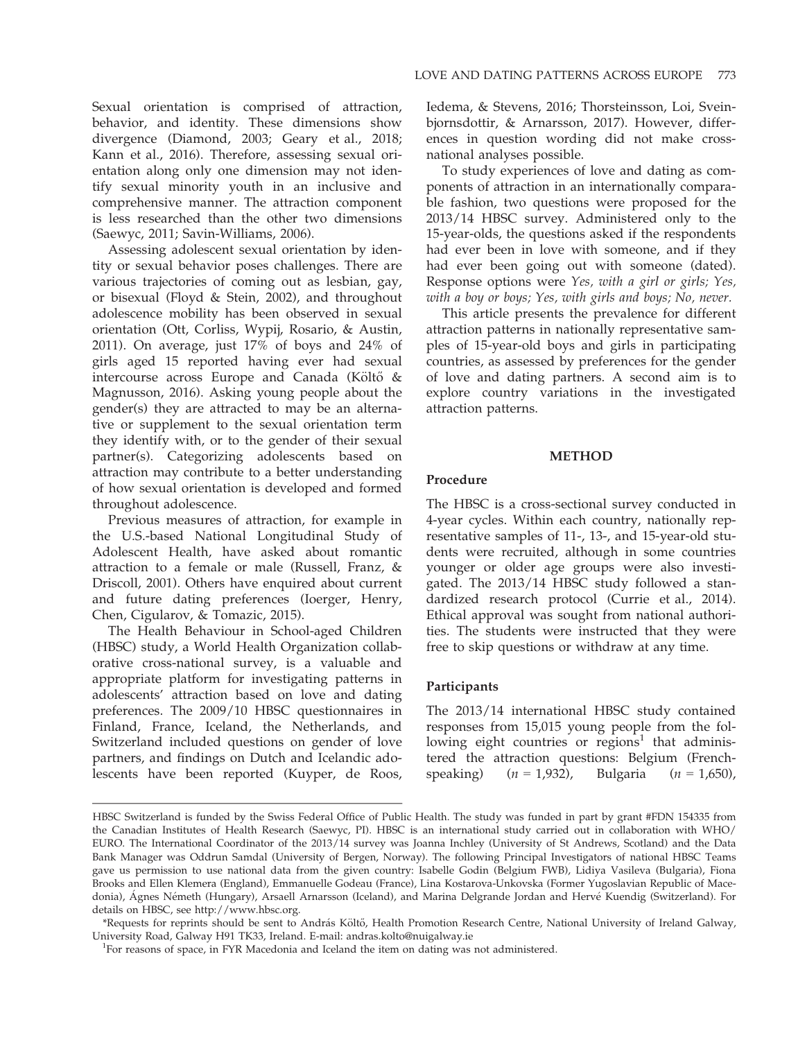Sexual orientation is comprised of attraction, behavior, and identity. These dimensions show divergence (Diamond, 2003; Geary et al., 2018; Kann et al., 2016). Therefore, assessing sexual orientation along only one dimension may not identify sexual minority youth in an inclusive and comprehensive manner. The attraction component is less researched than the other two dimensions (Saewyc, 2011; Savin-Williams, 2006).

Assessing adolescent sexual orientation by identity or sexual behavior poses challenges. There are various trajectories of coming out as lesbian, gay, or bisexual (Floyd & Stein, 2002), and throughout adolescence mobility has been observed in sexual orientation (Ott, Corliss, Wypij, Rosario, & Austin, 2011). On average, just 17% of boys and 24% of girls aged 15 reported having ever had sexual intercourse across Europe and Canada (Költő & Magnusson, 2016). Asking young people about the gender(s) they are attracted to may be an alternative or supplement to the sexual orientation term they identify with, or to the gender of their sexual partner(s). Categorizing adolescents based on attraction may contribute to a better understanding of how sexual orientation is developed and formed throughout adolescence.

Previous measures of attraction, for example in the U.S.-based National Longitudinal Study of Adolescent Health, have asked about romantic attraction to a female or male (Russell, Franz, & Driscoll, 2001). Others have enquired about current and future dating preferences (Ioerger, Henry, Chen, Cigularov, & Tomazic, 2015).

The Health Behaviour in School-aged Children (HBSC) study, a World Health Organization collaborative cross-national survey, is a valuable and appropriate platform for investigating patterns in adolescents' attraction based on love and dating preferences. The 2009/10 HBSC questionnaires in Finland, France, Iceland, the Netherlands, and Switzerland included questions on gender of love partners, and findings on Dutch and Icelandic adolescents have been reported (Kuyper, de Roos, Iedema, & Stevens, 2016; Thorsteinsson, Loi, Sveinbjornsdottir, & Arnarsson, 2017). However, differences in question wording did not make cross-national analyses possible.

To study experiences of love and dating as components of attraction in an internationally comparable fashion, two questions were proposed for the 2013/14 HBSC survey. Administered only to the 15-year-olds, the questions asked if the respondents had ever been in love with someone, and if they had ever been going out with someone (dated). Response options were *Yes, with a girl or girls; Yes, with a boy or boys; Yes, with girls and boys; No, never.*

This article presents the prevalence for different attraction patterns in nationally representative samples of 15-year-old boys and girls in participating countries, as assessed by preferences for the gender of love and dating partners. A second aim is to explore country variations in the investigated attraction patterns.

## METHOD

### Procedure

The HBSC is a cross-sectional survey conducted in 4-year cycles. Within each country, nationally representative samples of 11-, 13-, and 15-year-old students were recruited, although in some countries younger or older age groups were also investigated. The 2013/14 HBSC study followed a standardized research protocol (Currie et al., 2014). Ethical approval was sought from national authorities. The students were instructed that they were free to skip questions or withdraw at any time.

### Participants

The 2013/14 international HBSC study contained responses from 15,015 young people from the following eight countries or regions[1] that administered the attraction questions: Belgium (French-speaking) ($n = 1{,}932$), Bulgaria ($n = 1{,}650$),

---

HBSC Switzerland is funded by the Swiss Federal Office of Public Health. The study was funded in part by grant #FDN 154335 from the Canadian Institutes of Health Research (Saewyc, PI). HBSC is an international study carried out in collaboration with WHO/EURO. The International Coordinator of the 2013/14 survey was Joanna Inchley (University of St Andrews, Scotland) and the Data Bank Manager was Oddrun Samdal (University of Bergen, Norway). The following Principal Investigators of national HBSC Teams gave us permission to use national data from the given country: Isabelle Godin (Belgium FWB), Lidiya Vasileva (Bulgaria), Fiona Brooks and Ellen Klemera (England), Emmanuelle Godeau (France), Lina Kostarova-Unkovska (Former Yugoslavian Republic of Macedonia), Ágnes Németh (Hungary), Arsaell Arnarsson (Iceland), and Marina Delgrande Jordan and Hervé Kuendig (Switzerland). For details on HBSC, see http://www.hbsc.org.

*Requests for reprints should be sent to András Költő, Health Promotion Research Centre, National University of Ireland Galway, University Road, Galway H91 TK33, Ireland. E-mail: andras.kolto@nuigalway.ie

[1] For reasons of space, in FYR Macedonia and Iceland the item on dating was not administered.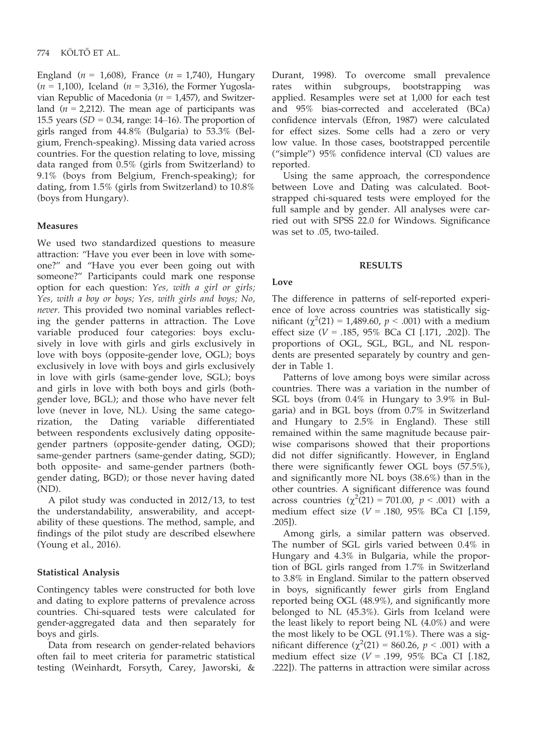England ($n$ = 1,608), France ($n$ = 1,740), Hungary ($n$ = 1,100), Iceland ($n$ = 3,316), the Former Yugoslavian Republic of Macedonia ($n$ = 1,457), and Switzerland ($n$ = 2,212). The mean age of participants was 15.5 years ($SD$ = 0.34, range: 14–16). The proportion of girls ranged from 44.8% (Bulgaria) to 53.3% (Belgium, French-speaking). Missing data varied across countries. For the question relating to love, missing data ranged from 0.5% (girls from Switzerland) to 9.1% (boys from Belgium, French-speaking); for dating, from 1.5% (girls from Switzerland) to 10.8% (boys from Hungary).

### Measures

We used two standardized questions to measure attraction: "Have you ever been in love with someone?" and "Have you ever been going out with someone?" Participants could mark one response option for each question: *Yes, with a girl or girls; Yes, with a boy or boys; Yes, with girls and boys; No, never*. This provided two nominal variables reflecting the gender patterns in attraction. The Love variable produced four categories: boys exclusively in love with girls and girls exclusively in love with boys (opposite-gender love, OGL); boys exclusively in love with boys and girls exclusively in love with girls (same-gender love, SGL); boys and girls in love with both boys and girls (both-gender love, BGL); and those who have never felt love (never in love, NL). Using the same categorization, the Dating variable differentiated between respondents exclusively dating opposite-gender partners (opposite-gender dating, OGD); same-gender partners (same-gender dating, SGD); both opposite- and same-gender partners (both-gender dating, BGD); or those never having dated (ND).

A pilot study was conducted in 2012/13, to test the understandability, answerability, and acceptability of these questions. The method, sample, and findings of the pilot study are described elsewhere (Young et al., 2016).

### Statistical Analysis

Contingency tables were constructed for both love and dating to explore patterns of prevalence across countries. Chi-squared tests were calculated for gender-aggregated data and then separately for boys and girls.

Data from research on gender-related behaviors often fail to meet criteria for parametric statistical testing (Weinhardt, Forsyth, Carey, Jaworski, & Durant, 1998). To overcome small prevalence rates within subgroups, bootstrapping was applied. Resamples were set at 1,000 for each test and 95% bias-corrected and accelerated (BCa) confidence intervals (Efron, 1987) were calculated for effect sizes. Some cells had a zero or very low value. In those cases, bootstrapped percentile ("simple") 95% confidence interval (CI) values are reported.

Using the same approach, the correspondence between Love and Dating was calculated. Bootstrapped chi-squared tests were employed for the full sample and by gender. All analyses were carried out with SPSS 22.0 for Windows. Significance was set to .05, two-tailed.

## RESULTS

### Love

The difference in patterns of self-reported experience of love across countries was statistically significant ($\chi^2(21)$ = 1,489.60, $p < .001$) with a medium effect size ($V$ = .185, 95% BCa CI [.171, .202]). The proportions of OGL, SGL, BGL, and NL respondents are presented separately by country and gender in Table 1.

Patterns of love among boys were similar across countries. There was a variation in the number of SGL boys (from 0.4% in Hungary to 3.9% in Bulgaria) and in BGL boys (from 0.7% in Switzerland and Hungary to 2.5% in England). These still remained within the same magnitude because pairwise comparisons showed that their proportions did not differ significantly. However, in England there were significantly fewer OGL boys (57.5%), and significantly more NL boys (38.6%) than in the other countries. A significant difference was found across countries ($\chi^2(21)$ = 701.00, $p < .001$) with a medium effect size ($V$ = .180, 95% BCa CI [.159, .205]).

Among girls, a similar pattern was observed. The number of SGL girls varied between 0.4% in Hungary and 4.3% in Bulgaria, while the proportion of BGL girls ranged from 1.7% in Switzerland to 3.8% in England. Similar to the pattern observed in boys, significantly fewer girls from England reported being OGL (48.9%), and significantly more belonged to NL (45.3%). Girls from Iceland were the least likely to report being NL (4.0%) and were the most likely to be OGL (91.1%). There was a significant difference ($\chi^2(21)$ = 860.26, $p < .001$) with a medium effect size ($V$ = .199, 95% BCa CI [.182, .222]). The patterns in attraction were similar across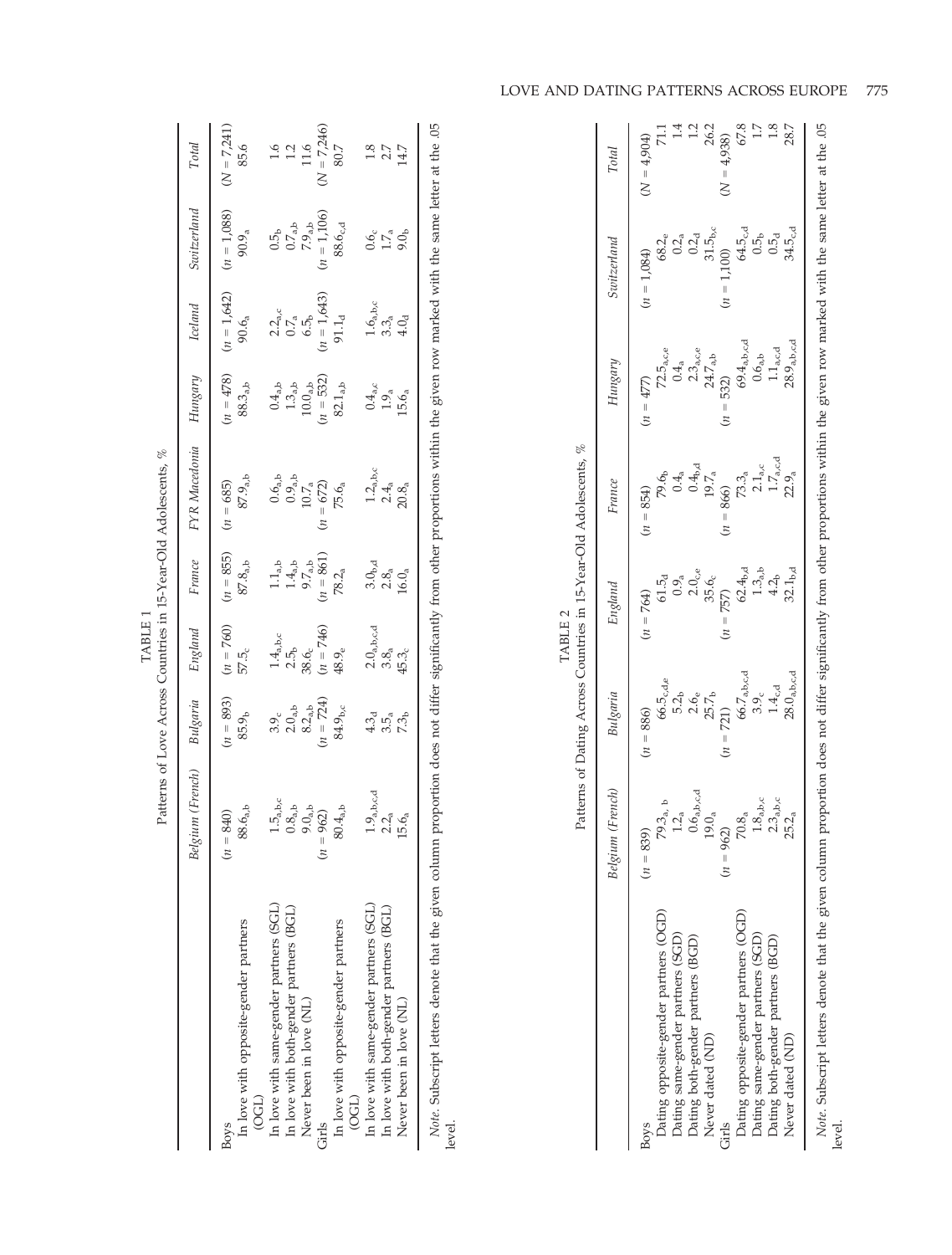TABLE 1

Patterns of Love Across Countries in 15-Year-Old Adolescents, %

| | Belgium (French) | Bulgaria | England | France | FYR Macedonia | Hungary | Iceland | Switzerland | Total |
|---|---|---|---|---|---|---|---|---|---|
| Boys | ($n$ = 840) | ($n$ = 893) | ($n$ = 760) | ($n$ = 855) | ($n$ = 685) | ($n$ = 478) | ($n$ = 1,642) | ($n$ = 1,088) | ($N$ = 7,241) |
| In love with opposite-gender partners (OGL) | $88.6_{a,b}$ | $85.9_{b}$ | $57.5_{c}$ | $87.8_{a,b}$ | $87.9_{a,b}$ | $88.3_{a,b}$ | $90.6_{a}$ | $90.9_{a}$ | 85.6 |
| In love with same-gender partners (SGL) | $1.5_{a,b,c}$ | $3.9_{c}$ | $1.4_{a,b,c}$ | $1.1_{a,b}$ | $0.6_{a,b}$ | $0.4_{a,b}$ | $2.2_{a,c}$ | $0.5_{b}$ | 1.6 |
| In love with both-gender partners (BGL) | $0.8_{a,b}$ | $2.0_{a,b}$ | $2.5_{b}$ | $1.4_{a,b}$ | $0.9_{a,b}$ | $1.3_{a,b}$ | $0.7_{a}$ | $0.7_{a,b}$ | 1.2 |
| Never been in love (NL) | $9.0_{a,b}$ | $8.2_{a,b}$ | $38.6_{c}$ | $9.7_{a,b}$ | $10.7_{a}$ | $10.0_{a,b}$ | $6.5_{b}$ | $7.9_{a,b}$ | 11.6 |
| Girls | ($n$ = 962) | ($n$ = 724) | ($n$ = 746) | ($n$ = 861) | ($n$ = 672) | ($n$ = 532) | ($n$ = 1,643) | ($n$ = 1,106) | ($N$ = 7,246) |
| In love with opposite-gender partners (OGL) | $80.4_{a,b}$ | $84.9_{b,c}$ | $48.9_{e}$ | $78.2_{a}$ | $75.6_{a}$ | $82.1_{a,b}$ | $91.1_{d}$ | $88.6_{c,d}$ | 80.7 |
| In love with same-gender partners (SGL) | $1.9_{a,b,c,d}$ | $4.3_{d}$ | $2.0_{a,b,c,d}$ | $3.0_{b,d}$ | $1.2_{a,b,c}$ | $0.4_{a,c}$ | $1.6_{a,b,c}$ | $0.6_{c}$ | 1.8 |
| In love with both-gender partners (BGL) | $2.2_{a}$ | $3.5_{a}$ | $3.8_{a}$ | $2.8_{a}$ | $2.4_{a}$ | $1.9_{a}$ | $3.3_{a}$ | $1.7_{a}$ | 2.7 |
| Never been in love (NL) | $15.6_{a}$ | $7.3_{b}$ | $45.3_{c}$ | $16.0_{a}$ | $20.8_{a}$ | $15.6_{a}$ | $4.0_{d}$ | $9.0_{b}$ | 14.7 |

*Note*. Subscript letters denote that the given column proportion does not differ significantly from other proportions within the given row marked with the same letter at the .05 level.

TABLE 2

Patterns of Dating Across Countries in 15-Year-Old Adolescents, %

| | Belgium (French) | Bulgaria | England | France | Hungary | Switzerland | Total |
|---|---|---|---|---|---|---|---|
| Boys | ($n$ = 839) | ($n$ = 886) | ($n$ = 764) | ($n$ = 854) | ($n$ = 477) | ($n$ = 1,084) | ($N$ = 4,904) |
| Dating opposite-gender partners (OGD) | $79.3_{a,b}$ | $66.5_{c,d,e}$ | $61.5_{d}$ | $79.6_{b}$ | $72.5_{a,c,e}$ | $68.2_{e}$ | 71.1 |
| Dating same-gender partners (SGD) | $1.2_{a}$ | $5.2_{b}$ | $0.9_{a}$ | $0.4_{a}$ | $0.4_{a}$ | $0.2_{a}$ | 1.4 |
| Dating both-gender partners (BGD) | $0.6_{a,b,c,d}$ | $2.6_{e}$ | $2.0_{c,e}$ | $0.4_{b,d}$ | $2.3_{a,c,e}$ | $0.2_{d}$ | 1.2 |
| Never dated (ND) | $19.0_{a}$ | $25.7_{b}$ | $35.6_{c}$ | $19.7_{a}$ | $24.7_{a,b}$ | $31.5_{b,c}$ | 26.2 |
| Girls | ($n$ = 962) | ($n$ = 721) | ($n$ = 757) | ($n$ = 866) | ($n$ = 532) | ($n$ = 1,100) | ($N$ = 4,938) |
| Dating opposite-gender partners (OGD) | $70.8_{a}$ | $66.7_{a,b,c,d}$ | $62.4_{b,d}$ | $73.3_{a}$ | $69.4_{a,b,c,d}$ | $64.5_{c,d}$ | 67.8 |
| Dating same-gender partners (SGD) | $1.8_{a,b,c}$ | $3.9_{c}$ | $1.3_{a,b}$ | $2.1_{a,c}$ | $0.6_{a,b}$ | $0.5_{b}$ | 1.7 |
| Dating both-gender partners (BGD) | $2.3_{a,b,c}$ | $1.4_{c,d}$ | $4.2_{b}$ | $1.7_{a,c,d}$ | $1.1_{a,c,d}$ | $0.5_{d}$ | 1.8 |
| Never dated (ND) | $25.2_{a}$ | $28.0_{a,b,c,d}$ | $32.1_{b,d}$ | $22.9_{a}$ | $28.9_{a,b,c,d}$ | $34.5_{c,d}$ | 28.7 |

*Note*. Subscript letters denote that the given column proportion does not differ significantly from other proportions within the given row marked with the same letter at the .05 level.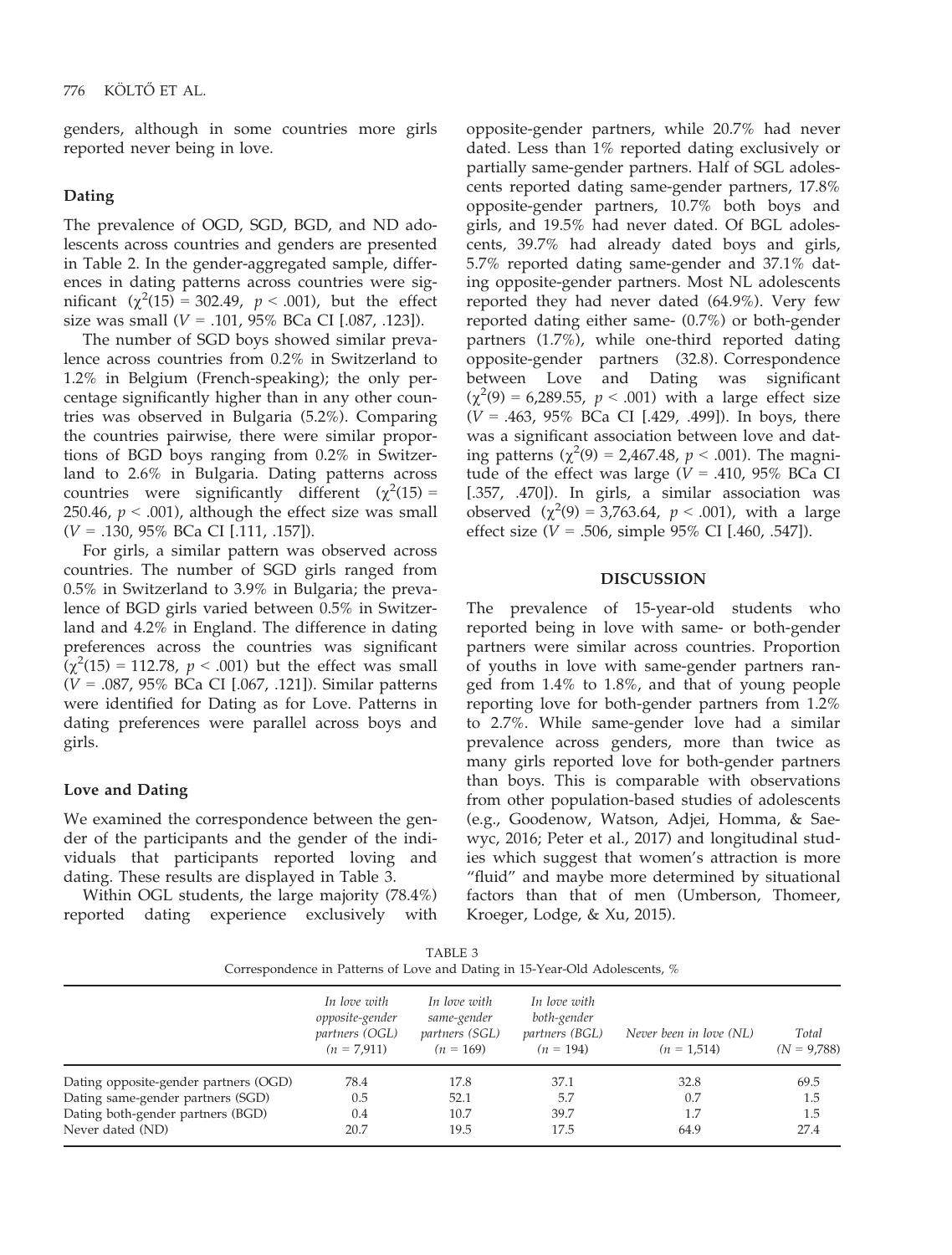genders, although in some countries more girls reported never being in love.

### Dating

The prevalence of OGD, SGD, BGD, and ND adolescents across countries and genders are presented in Table 2. In the gender-aggregated sample, differences in dating patterns across countries were significant ($\chi^2(15) = 302.49$, $p < .001$), but the effect size was small ($V = .101$, 95% BCa CI [.087, .123]).

The number of SGD boys showed similar prevalence across countries from 0.2% in Switzerland to 1.2% in Belgium (French-speaking); the only percentage significantly higher than in any other countries was observed in Bulgaria (5.2%). Comparing the countries pairwise, there were similar proportions of BGD boys ranging from 0.2% in Switzerland to 2.6% in Bulgaria. Dating patterns across countries were significantly different ($\chi^2(15) = 250.46$, $p < .001$), although the effect size was small ($V = .130$, 95% BCa CI [.111, .157]).

For girls, a similar pattern was observed across countries. The number of SGD girls ranged from 0.5% in Switzerland to 3.9% in Bulgaria; the prevalence of BGD girls varied between 0.5% in Switzerland and 4.2% in England. The difference in dating preferences across the countries was significant ($\chi^2(15) = 112.78$, $p < .001$) but the effect was small ($V = .087$, 95% BCa CI [.067, .121]). Similar patterns were identified for Dating as for Love. Patterns in dating preferences were parallel across boys and girls.

### Love and Dating

We examined the correspondence between the gender of the participants and the gender of the individuals that participants reported loving and dating. These results are displayed in Table 3.

Within OGL students, the large majority (78.4%) reported dating experience exclusively with opposite-gender partners, while 20.7% had never dated. Less than 1% reported dating exclusively or partially same-gender partners. Half of SGL adolescents reported dating same-gender partners, 17.8% opposite-gender partners, 10.7% both boys and girls, and 19.5% had never dated. Of BGL adolescents, 39.7% had already dated boys and girls, 5.7% reported dating same-gender and 37.1% dating opposite-gender partners. Most NL adolescents reported they had never dated (64.9%). Very few reported dating either same- (0.7%) or both-gender partners (1.7%), while one-third reported dating opposite-gender partners (32.8). Correspondence between Love and Dating was significant ($\chi^2(9) = 6{,}289.55$, $p < .001$) with a large effect size ($V = .463$, 95% BCa CI [.429, .499]). In boys, there was a significant association between love and dating patterns ($\chi^2(9) = 2{,}467.48$, $p < .001$). The magnitude of the effect was large ($V = .410$, 95% BCa CI [.357, .470]). In girls, a similar association was observed ($\chi^2(9) = 3{,}763.64$, $p < .001$), with a large effect size ($V = .506$, simple 95% CI [.460, .547]).

## DISCUSSION

The prevalence of 15-year-old students who reported being in love with same- or both-gender partners were similar across countries. Proportion of youths in love with same-gender partners ranged from 1.4% to 1.8%, and that of young people reporting love for both-gender partners from 1.2% to 2.7%. While same-gender love had a similar prevalence across genders, more than twice as many girls reported love for both-gender partners than boys. This is comparable with observations from other population-based studies of adolescents (e.g., Goodenow, Watson, Adjei, Homma, & Saewyc, 2016; Peter et al., 2017) and longitudinal studies which suggest that women's attraction is more "fluid" and maybe more determined by situational factors than that of men (Umberson, Thomeer, Kroeger, Lodge, & Xu, 2015).

TABLE 3
Correspondence in Patterns of Love and Dating in 15-Year-Old Adolescents, %

| | *In love with opposite-gender partners (OGL) (n = 7,911)* | *In love with same-gender partners (SGL) (n = 169)* | *In love with both-gender partners (BGL) (n = 194)* | *Never been in love (NL) (n = 1,514)* | *Total (N = 9,788)* |
|---|---|---|---|---|---|
| Dating opposite-gender partners (OGD) | 78.4 | 17.8 | 37.1 | 32.8 | 69.5 |
| Dating same-gender partners (SGD) | 0.5 | 52.1 | 5.7 | 0.7 | 1.5 |
| Dating both-gender partners (BGD) | 0.4 | 10.7 | 39.7 | 1.7 | 1.5 |
| Never dated (ND) | 20.7 | 19.5 | 17.5 | 64.9 | 27.4 |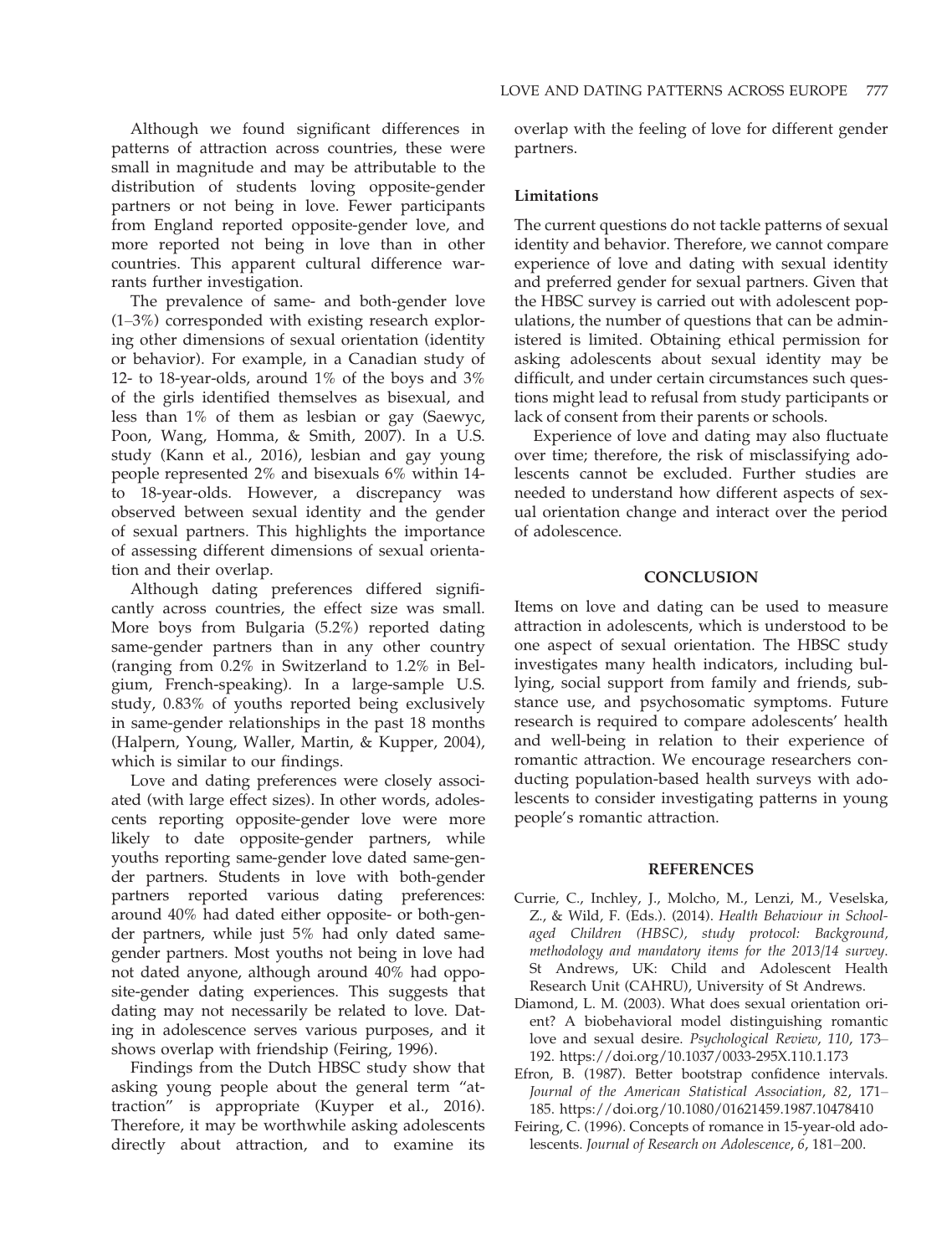Although we found significant differences in patterns of attraction across countries, these were small in magnitude and may be attributable to the distribution of students loving opposite-gender partners or not being in love. Fewer participants from England reported opposite-gender love, and more reported not being in love than in other countries. This apparent cultural difference warrants further investigation.

The prevalence of same- and both-gender love (1–3%) corresponded with existing research exploring other dimensions of sexual orientation (identity or behavior). For example, in a Canadian study of 12- to 18-year-olds, around 1% of the boys and 3% of the girls identified themselves as bisexual, and less than 1% of them as lesbian or gay (Saewyc, Poon, Wang, Homma, & Smith, 2007). In a U.S. study (Kann et al., 2016), lesbian and gay young people represented 2% and bisexuals 6% within 14- to 18-year-olds. However, a discrepancy was observed between sexual identity and the gender of sexual partners. This highlights the importance of assessing different dimensions of sexual orientation and their overlap.

Although dating preferences differed significantly across countries, the effect size was small. More boys from Bulgaria (5.2%) reported dating same-gender partners than in any other country (ranging from 0.2% in Switzerland to 1.2% in Belgium, French-speaking). In a large-sample U.S. study, 0.83% of youths reported being exclusively in same-gender relationships in the past 18 months (Halpern, Young, Waller, Martin, & Kupper, 2004), which is similar to our findings.

Love and dating preferences were closely associated (with large effect sizes). In other words, adolescents reporting opposite-gender love were more likely to date opposite-gender partners, while youths reporting same-gender love dated same-gender partners. Students in love with both-gender partners reported various dating preferences: around 40% had dated either opposite- or both-gender partners, while just 5% had only dated same-gender partners. Most youths not being in love had not dated anyone, although around 40% had opposite-gender dating experiences. This suggests that dating may not necessarily be related to love. Dating in adolescence serves various purposes, and it shows overlap with friendship (Feiring, 1996).

Findings from the Dutch HBSC study show that asking young people about the general term "attraction" is appropriate (Kuyper et al., 2016). Therefore, it may be worthwhile asking adolescents directly about attraction, and to examine its overlap with the feeling of love for different gender partners.

### Limitations

The current questions do not tackle patterns of sexual identity and behavior. Therefore, we cannot compare experience of love and dating with sexual identity and preferred gender for sexual partners. Given that the HBSC survey is carried out with adolescent populations, the number of questions that can be administered is limited. Obtaining ethical permission for asking adolescents about sexual identity may be difficult, and under certain circumstances such questions might lead to refusal from study participants or lack of consent from their parents or schools.

Experience of love and dating may also fluctuate over time; therefore, the risk of misclassifying adolescents cannot be excluded. Further studies are needed to understand how different aspects of sexual orientation change and interact over the period of adolescence.

## CONCLUSION

Items on love and dating can be used to measure attraction in adolescents, which is understood to be one aspect of sexual orientation. The HBSC study investigates many health indicators, including bullying, social support from family and friends, substance use, and psychosomatic symptoms. Future research is required to compare adolescents' health and well-being in relation to their experience of romantic attraction. We encourage researchers conducting population-based health surveys with adolescents to consider investigating patterns in young people's romantic attraction.

## REFERENCES

Currie, C., Inchley, J., Molcho, M., Lenzi, M., Veselska, Z., & Wild, F. (Eds.). (2014). *Health Behaviour in School-aged Children (HBSC), study protocol: Background, methodology and mandatory items for the 2013/14 survey*. St Andrews, UK: Child and Adolescent Health Research Unit (CAHRU), University of St Andrews.

Diamond, L. M. (2003). What does sexual orientation orient? A biobehavioral model distinguishing romantic love and sexual desire. *Psychological Review*, *110*, 173–192. https://doi.org/10.1037/0033-295X.110.1.173

Efron, B. (1987). Better bootstrap confidence intervals. *Journal of the American Statistical Association*, *82*, 171–185. https://doi.org/10.1080/01621459.1987.10478410

Feiring, C. (1996). Concepts of romance in 15-year-old adolescents. *Journal of Research on Adolescence*, *6*, 181–200.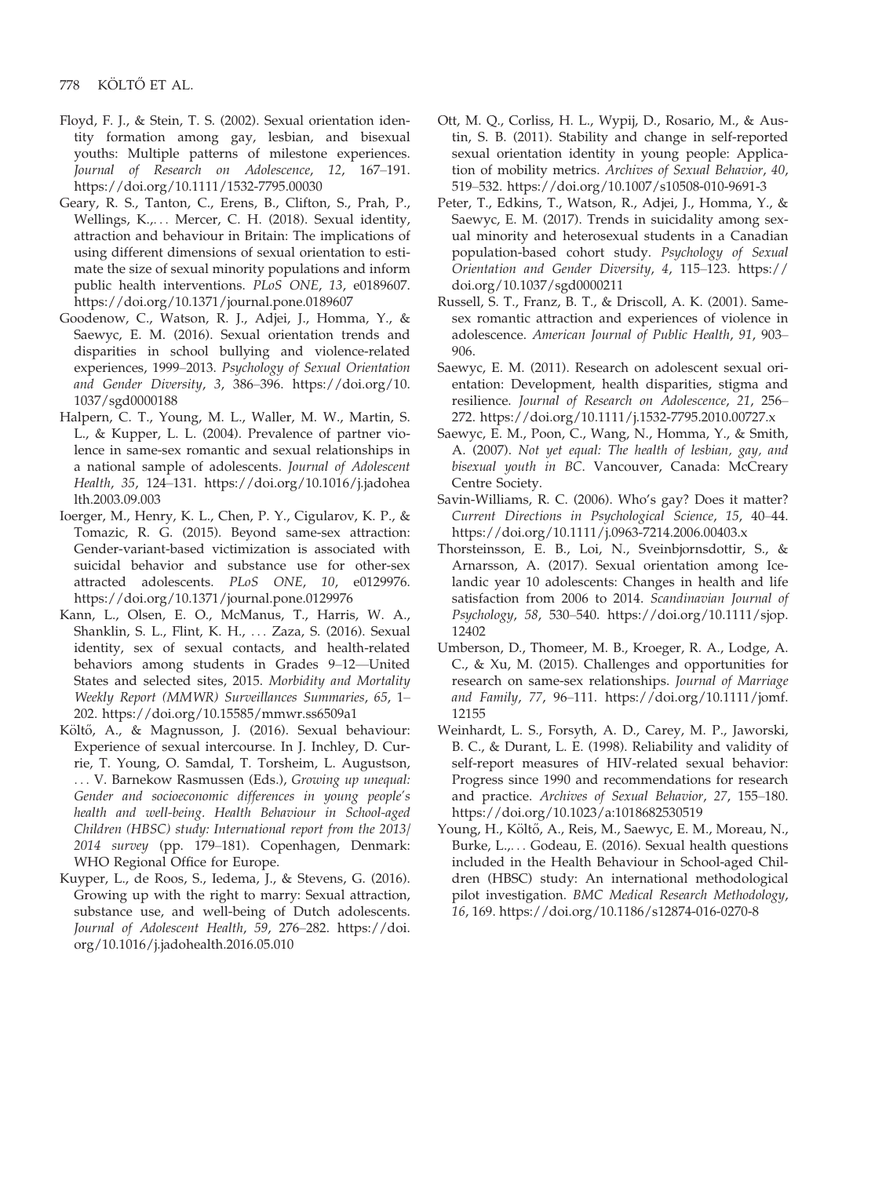Floyd, F. J., & Stein, T. S. (2002). Sexual orientation identity formation among gay, lesbian, and bisexual youths: Multiple patterns of milestone experiences. *Journal of Research on Adolescence*, *12*, 167–191. https://doi.org/10.1111/1532-7795.00030

Geary, R. S., Tanton, C., Erens, B., Clifton, S., Prah, P., Wellings, K.,... Mercer, C. H. (2018). Sexual identity, attraction and behaviour in Britain: The implications of using different dimensions of sexual orientation to estimate the size of sexual minority populations and inform public health interventions. *PLoS ONE*, *13*, e0189607. https://doi.org/10.1371/journal.pone.0189607

Goodenow, C., Watson, R. J., Adjei, J., Homma, Y., & Saewyc, E. M. (2016). Sexual orientation trends and disparities in school bullying and violence-related experiences, 1999–2013. *Psychology of Sexual Orientation and Gender Diversity*, *3*, 386–396. https://doi.org/10.1037/sgd0000188

Halpern, C. T., Young, M. L., Waller, M. W., Martin, S. L., & Kupper, L. L. (2004). Prevalence of partner violence in same-sex romantic and sexual relationships in a national sample of adolescents. *Journal of Adolescent Health*, *35*, 124–131. https://doi.org/10.1016/j.jadohealth.2003.09.003

Ioerger, M., Henry, K. L., Chen, P. Y., Cigularov, K. P., & Tomazic, R. G. (2015). Beyond same-sex attraction: Gender-variant-based victimization is associated with suicidal behavior and substance use for other-sex attracted adolescents. *PLoS ONE*, *10*, e0129976. https://doi.org/10.1371/journal.pone.0129976

Kann, L., Olsen, E. O., McManus, T., Harris, W. A., Shanklin, S. L., Flint, K. H., ... Zaza, S. (2016). Sexual identity, sex of sexual contacts, and health-related behaviors among students in Grades 9–12—United States and selected sites, 2015. *Morbidity and Mortality Weekly Report (MMWR) Surveillances Summaries*, *65*, 1–202. https://doi.org/10.15585/mmwr.ss6509a1

Költő, A., & Magnusson, J. (2016). Sexual behaviour: Experience of sexual intercourse. In J. Inchley, D. Currie, T. Young, O. Samdal, T. Torsheim, L. Augustson, ... V. Barnekow Rasmussen (Eds.), *Growing up unequal: Gender and socioeconomic differences in young people's health and well-being. Health Behaviour in School-aged Children (HBSC) study: International report from the 2013/2014 survey* (pp. 179–181). Copenhagen, Denmark: WHO Regional Office for Europe.

Kuyper, L., de Roos, S., Iedema, J., & Stevens, G. (2016). Growing up with the right to marry: Sexual attraction, substance use, and well-being of Dutch adolescents. *Journal of Adolescent Health*, *59*, 276–282. https://doi.org/10.1016/j.jadohealth.2016.05.010

Ott, M. Q., Corliss, H. L., Wypij, D., Rosario, M., & Austin, S. B. (2011). Stability and change in self-reported sexual orientation identity in young people: Application of mobility metrics. *Archives of Sexual Behavior*, *40*, 519–532. https://doi.org/10.1007/s10508-010-9691-3

Peter, T., Edkins, T., Watson, R., Adjei, J., Homma, Y., & Saewyc, E. M. (2017). Trends in suicidality among sexual minority and heterosexual students in a Canadian population-based cohort study. *Psychology of Sexual Orientation and Gender Diversity*, *4*, 115–123. https://doi.org/10.1037/sgd0000211

Russell, S. T., Franz, B. T., & Driscoll, A. K. (2001). Same-sex romantic attraction and experiences of violence in adolescence. *American Journal of Public Health*, *91*, 903–906.

Saewyc, E. M. (2011). Research on adolescent sexual orientation: Development, health disparities, stigma and resilience. *Journal of Research on Adolescence*, *21*, 256–272. https://doi.org/10.1111/j.1532-7795.2010.00727.x

Saewyc, E. M., Poon, C., Wang, N., Homma, Y., & Smith, A. (2007). *Not yet equal: The health of lesbian, gay, and bisexual youth in BC*. Vancouver, Canada: McCreary Centre Society.

Savin-Williams, R. C. (2006). Who's gay? Does it matter? *Current Directions in Psychological Science*, *15*, 40–44. https://doi.org/10.1111/j.0963-7214.2006.00403.x

Thorsteinsson, E. B., Loi, N., Sveinbjornsdottir, S., & Arnarsson, A. (2017). Sexual orientation among Icelandic year 10 adolescents: Changes in health and life satisfaction from 2006 to 2014. *Scandinavian Journal of Psychology*, *58*, 530–540. https://doi.org/10.1111/sjop.12402

Umberson, D., Thomeer, M. B., Kroeger, R. A., Lodge, A. C., & Xu, M. (2015). Challenges and opportunities for research on same-sex relationships. *Journal of Marriage and Family*, *77*, 96–111. https://doi.org/10.1111/jomf.12155

Weinhardt, L. S., Forsyth, A. D., Carey, M. P., Jaworski, B. C., & Durant, L. E. (1998). Reliability and validity of self-report measures of HIV-related sexual behavior: Progress since 1990 and recommendations for research and practice. *Archives of Sexual Behavior*, *27*, 155–180. https://doi.org/10.1023/a:1018682530519

Young, H., Költő, A., Reis, M., Saewyc, E. M., Moreau, N., Burke, L.,... Godeau, E. (2016). Sexual health questions included in the Health Behaviour in School-aged Children (HBSC) study: An international methodological pilot investigation. *BMC Medical Research Methodology*, *16*, 169. https://doi.org/10.1186/s12874-016-0270-8